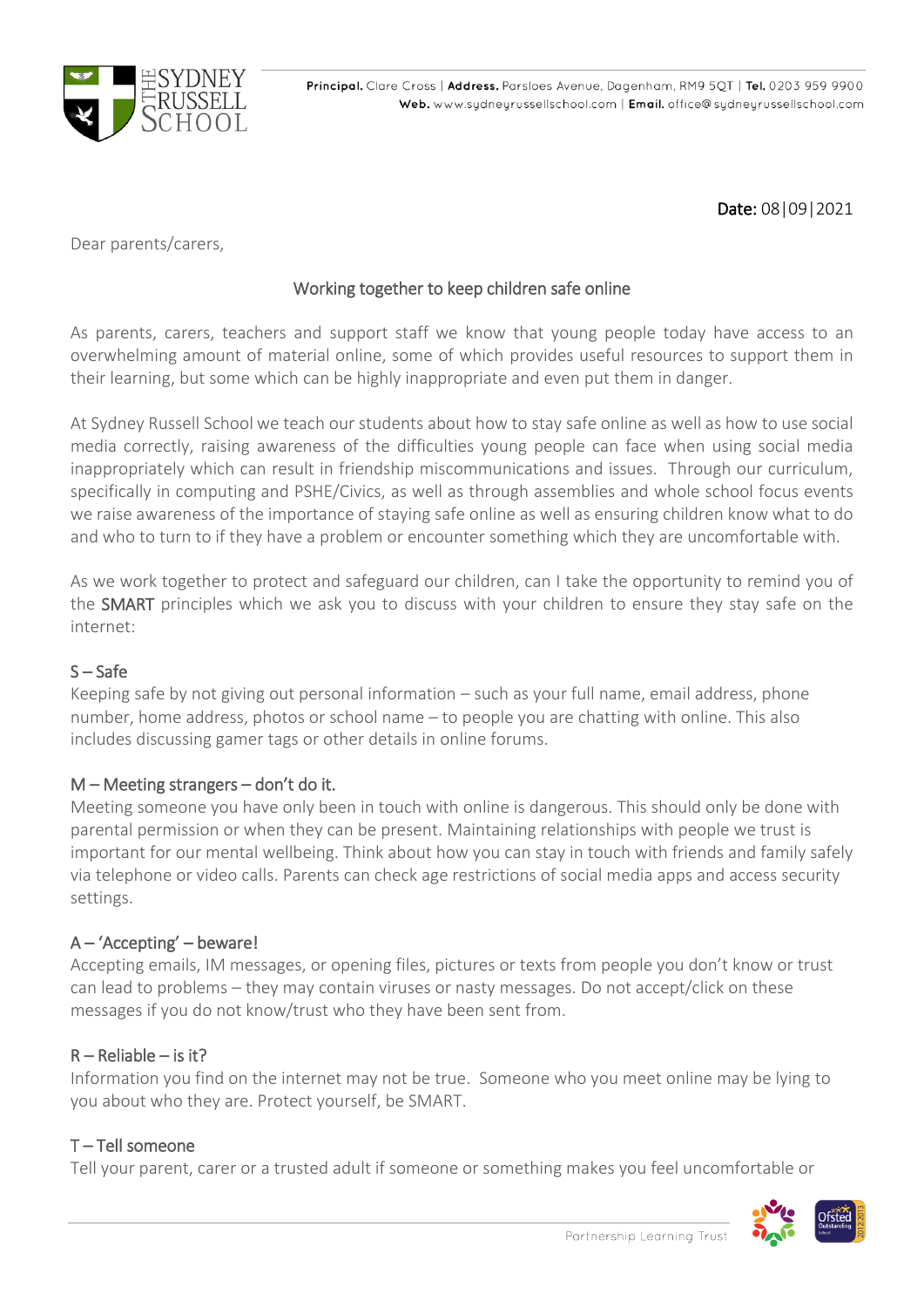Principal. Clare Cross | Address. Parsloes Avenue, Dagenham, RM9 5QT | Tel. 0203 959 9900
Web. www.sydneyrussellschool.com | Email. office@sydneyrussellschool.com

Date: 08|09|2021

Dear parents/carers,

## Working together to keep children safe online

As parents, carers, teachers and support staff we know that young people today have access to an overwhelming amount of material online, some of which provides useful resources to support them in their learning, but some which can be highly inappropriate and even put them in danger.

At Sydney Russell School we teach our students about how to stay safe online as well as how to use social media correctly, raising awareness of the difficulties young people can face when using social media inappropriately which can result in friendship miscommunications and issues. Through our curriculum, specifically in computing and PSHE/Civics, as well as through assemblies and whole school focus events we raise awareness of the importance of staying safe online as well as ensuring children know what to do and who to turn to if they have a problem or encounter something which they are uncomfortable with.

As we work together to protect and safeguard our children, can I take the opportunity to remind you of the SMART principles which we ask you to discuss with your children to ensure they stay safe on the internet:

### S – Safe

Keeping safe by not giving out personal information – such as your full name, email address, phone number, home address, photos or school name – to people you are chatting with online. This also includes discussing gamer tags or other details in online forums.

### M – Meeting strangers – don't do it.

Meeting someone you have only been in touch with online is dangerous. This should only be done with parental permission or when they can be present. Maintaining relationships with people we trust is important for our mental wellbeing. Think about how you can stay in touch with friends and family safely via telephone or video calls. Parents can check age restrictions of social media apps and access security settings.

### A – 'Accepting' – beware!

Accepting emails, IM messages, or opening files, pictures or texts from people you don't know or trust can lead to problems – they may contain viruses or nasty messages. Do not accept/click on these messages if you do not know/trust who they have been sent from.

### R – Reliable – is it?

Information you find on the internet may not be true. Someone who you meet online may be lying to you about who they are. Protect yourself, be SMART.

### T – Tell someone

Tell your parent, carer or a trusted adult if someone or something makes you feel uncomfortable or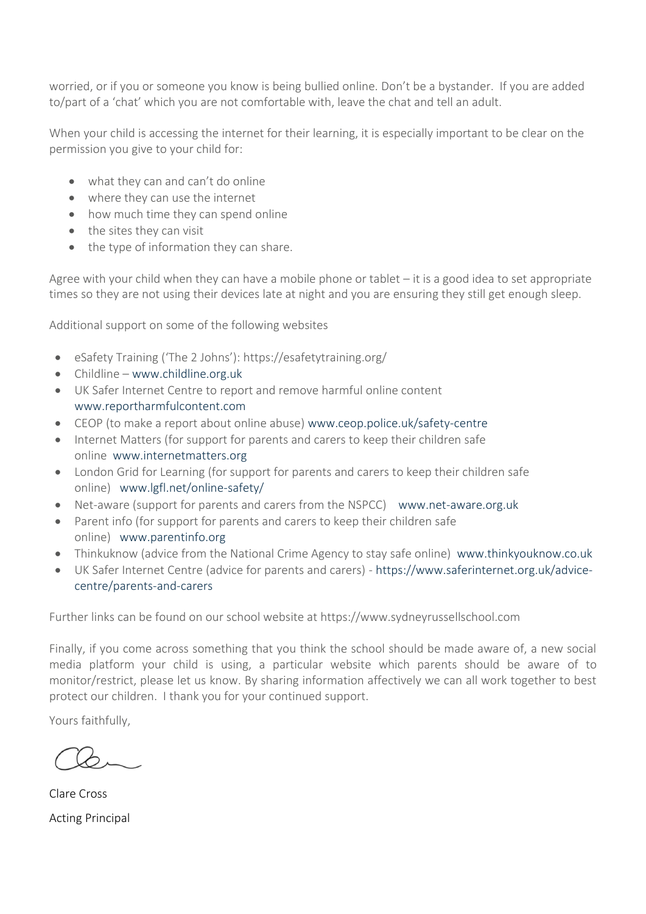worried, or if you or someone you know is being bullied online. Don't be a bystander. If you are added to/part of a 'chat' which you are not comfortable with, leave the chat and tell an adult.

When your child is accessing the internet for their learning, it is especially important to be clear on the permission you give to your child for:

- what they can and can't do online
- where they can use the internet
- how much time they can spend online
- the sites they can visit
- the type of information they can share.

Agree with your child when they can have a mobile phone or tablet – it is a good idea to set appropriate times so they are not using their devices late at night and you are ensuring they still get enough sleep.

Additional support on some of the following websites

- eSafety Training ('The 2 Johns'): https://esafetytraining.org/
- Childline – www.childline.org.uk
- UK Safer Internet Centre to report and remove harmful online content www.reportharmfulcontent.com
- CEOP (to make a report about online abuse) www.ceop.police.uk/safety-centre
- Internet Matters (for support for parents and carers to keep their children safe online www.internetmatters.org
- London Grid for Learning (for support for parents and carers to keep their children safe online) www.lgfl.net/online-safety/
- Net-aware (support for parents and carers from the NSPCC) www.net-aware.org.uk
- Parent info (for support for parents and carers to keep their children safe online) www.parentinfo.org
- Thinkuknow (advice from the National Crime Agency to stay safe online) www.thinkyouknow.co.uk
- UK Safer Internet Centre (advice for parents and carers) - https://www.saferinternet.org.uk/advice-centre/parents-and-carers

Further links can be found on our school website at https://www.sydneyrussellschool.com

Finally, if you come across something that you think the school should be made aware of, a new social media platform your child is using, a particular website which parents should be aware of to monitor/restrict, please let us know. By sharing information affectively we can all work together to best protect our children. I thank you for your continued support.

Yours faithfully,

Clare Cross

Acting Principal